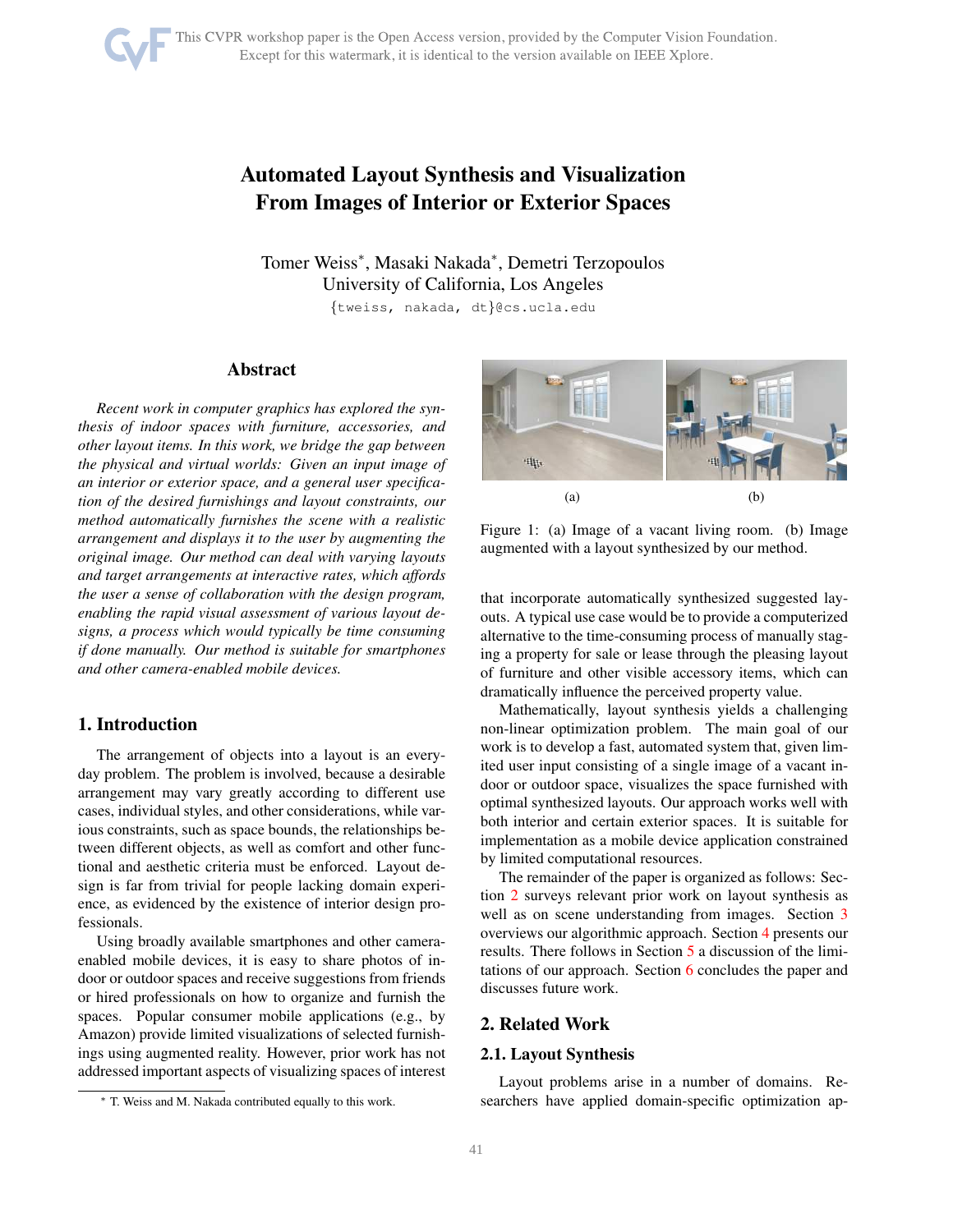# Automated Layout Synthesis and Visualization From Images of Interior or Exterior Spaces

Tomer Weiss*, Masaki Nakada*, Demetri Terzopoulos
University of California, Los Angeles
{tweiss, nakada, dt}@cs.ucla.edu

## Abstract

*Recent work in computer graphics has explored the synthesis of indoor spaces with furniture, accessories, and other layout items. In this work, we bridge the gap between the physical and virtual worlds: Given an input image of an interior or exterior space, and a general user specification of the desired furnishings and layout constraints, our method automatically furnishes the scene with a realistic arrangement and displays it to the user by augmenting the original image. Our method can deal with varying layouts and target arrangements at interactive rates, which affords the user a sense of collaboration with the design program, enabling the rapid visual assessment of various layout designs, a process which would typically be time consuming if done manually. Our method is suitable for smartphones and other camera-enabled mobile devices.*

## 1. Introduction

The arrangement of objects into a layout is an everyday problem. The problem is involved, because a desirable arrangement may vary greatly according to different use cases, individual styles, and other considerations, while various constraints, such as space bounds, the relationships between different objects, as well as comfort and other functional and aesthetic criteria must be enforced. Layout design is far from trivial for people lacking domain experience, as evidenced by the existence of interior design professionals.

Using broadly available smartphones and other camera-enabled mobile devices, it is easy to share photos of indoor or outdoor spaces and receive suggestions from friends or hired professionals on how to organize and furnish the spaces. Popular consumer mobile applications (e.g., by Amazon) provide limited visualizations of selected furnishings using augmented reality. However, prior work has not addressed important aspects of visualizing spaces of interest that incorporate automatically synthesized suggested layouts. A typical use case would be to provide a computerized alternative to the time-consuming process of manually staging a property for sale or lease through the pleasing layout of furniture and other visible accessory items, which can dramatically influence the perceived property value.

Figure 1: (a) Image of a vacant living room. (b) Image augmented with a layout synthesized by our method.

Mathematically, layout synthesis yields a challenging non-linear optimization problem. The main goal of our work is to develop a fast, automated system that, given limited user input consisting of a single image of an indoor or outdoor space, visualizes the space furnished with optimal synthesized layouts. Our approach works well with both interior and certain exterior spaces. It is suitable for implementation as a mobile device application constrained by limited computational resources.

The remainder of the paper is organized as follows: Section 2 surveys relevant prior work on layout synthesis as well as on scene understanding from images. Section 3 overviews our algorithmic approach. Section 4 presents our results. There follows in Section 5 a discussion of the limitations of our approach. Section 6 concludes the paper and discusses future work.

## 2. Related Work

### 2.1. Layout Synthesis

Layout problems arise in a number of domains. Researchers have applied domain-specific optimization ap-

* T. Weiss and M. Nakada contributed equally to this work.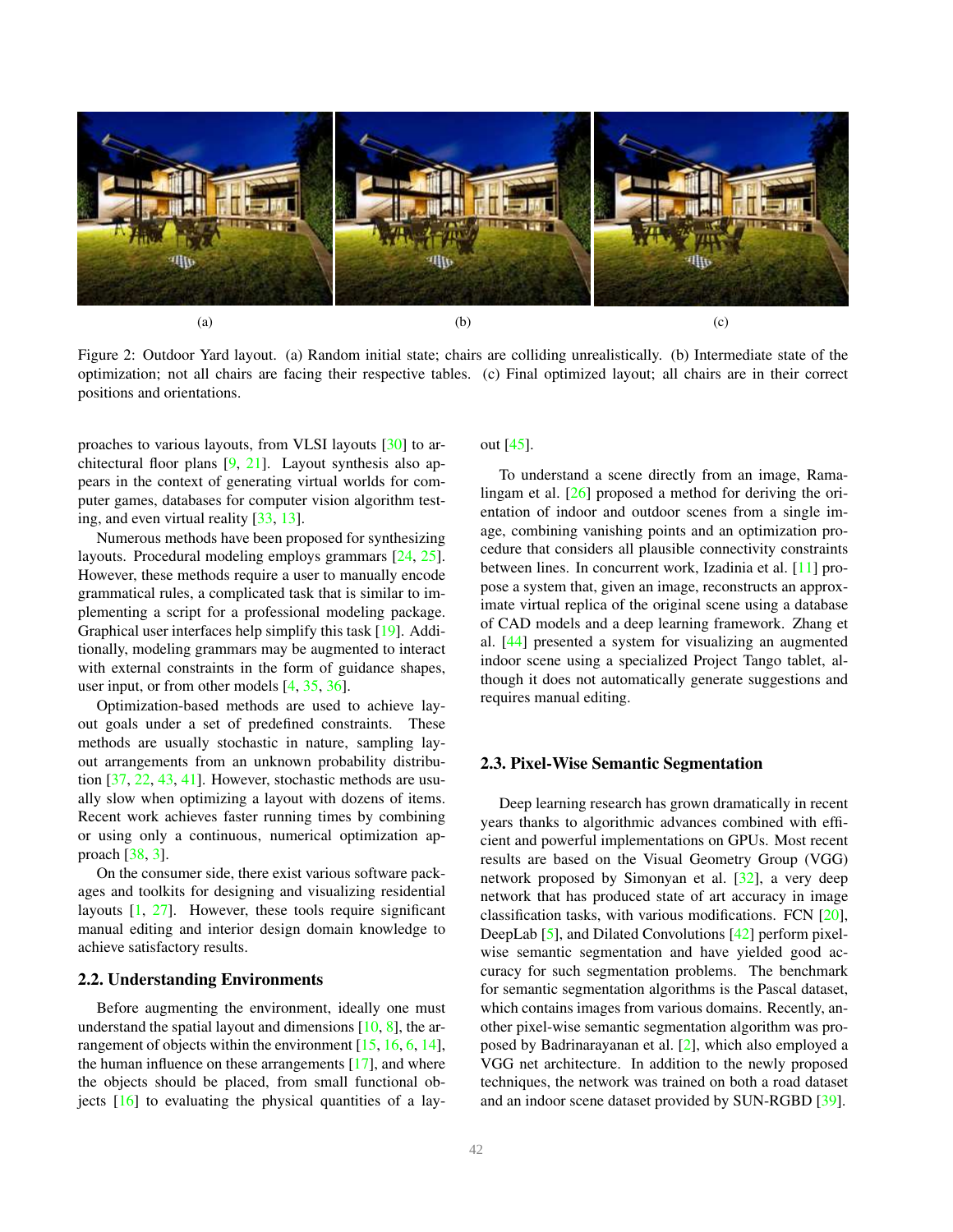(a) (b) (c)

Figure 2: Outdoor Yard layout. (a) Random initial state; chairs are colliding unrealistically. (b) Intermediate state of the optimization; not all chairs are facing their respective tables. (c) Final optimized layout; all chairs are in their correct positions and orientations.

proaches to various layouts, from VLSI layouts [30] to architectural floor plans [9, 21]. Layout synthesis also appears in the context of generating virtual worlds for computer games, databases for computer vision algorithm testing, and even virtual reality [33, 13].

Numerous methods have been proposed for synthesizing layouts. Procedural modeling employs grammars [24, 25]. However, these methods require a user to manually encode grammatical rules, a complicated task that is similar to implementing a script for a professional modeling package. Graphical user interfaces help simplify this task [19]. Additionally, modeling grammars may be augmented to interact with external constraints in the form of guidance shapes, user input, or from other models [4, 35, 36].

Optimization-based methods are used to achieve layout goals under a set of predefined constraints. These methods are usually stochastic in nature, sampling layout arrangements from an unknown probability distribution [37, 22, 43, 41]. However, stochastic methods are usually slow when optimizing a layout with dozens of items. Recent work achieves faster running times by combining or using only a continuous, numerical optimization approach [38, 3].

On the consumer side, there exist various software packages and toolkits for designing and visualizing residential layouts [1, 27]. However, these tools require significant manual editing and interior design domain knowledge to achieve satisfactory results.

## 2.2. Understanding Environments

Before augmenting the environment, ideally one must understand the spatial layout and dimensions [10, 8], the arrangement of objects within the environment [15, 16, 6, 14], the human influence on these arrangements [17], and where the objects should be placed, from small functional objects [16] to evaluating the physical quantities of a layout [45].

To understand a scene directly from an image, Ramalingam et al. [26] proposed a method for deriving the orientation of indoor and outdoor scenes from a single image, combining vanishing points and an optimization procedure that considers all plausible connectivity constraints between lines. In concurrent work, Izadinia et al. [11] propose a system that, given an image, reconstructs an approximate virtual replica of the original scene using a database of CAD models and a deep learning framework. Zhang et al. [44] presented a system for visualizing an augmented indoor scene using a specialized Project Tango tablet, although it does not automatically generate suggestions and requires manual editing.

## 2.3. Pixel-Wise Semantic Segmentation

Deep learning research has grown dramatically in recent years thanks to algorithmic advances combined with efficient and powerful implementations on GPUs. Most recent results are based on the Visual Geometry Group (VGG) network proposed by Simonyan et al. [32], a very deep network that has produced state of art accuracy in image classification tasks, with various modifications. FCN [20], DeepLab [5], and Dilated Convolutions [42] perform pixel-wise semantic segmentation and have yielded good accuracy for such segmentation problems. The benchmark for semantic segmentation algorithms is the Pascal dataset, which contains images from various domains. Recently, another pixel-wise semantic segmentation algorithm was proposed by Badrinarayanan et al. [2], which also employed a VGG net architecture. In addition to the newly proposed techniques, the network was trained on both a road dataset and an indoor scene dataset provided by SUN-RGBD [39].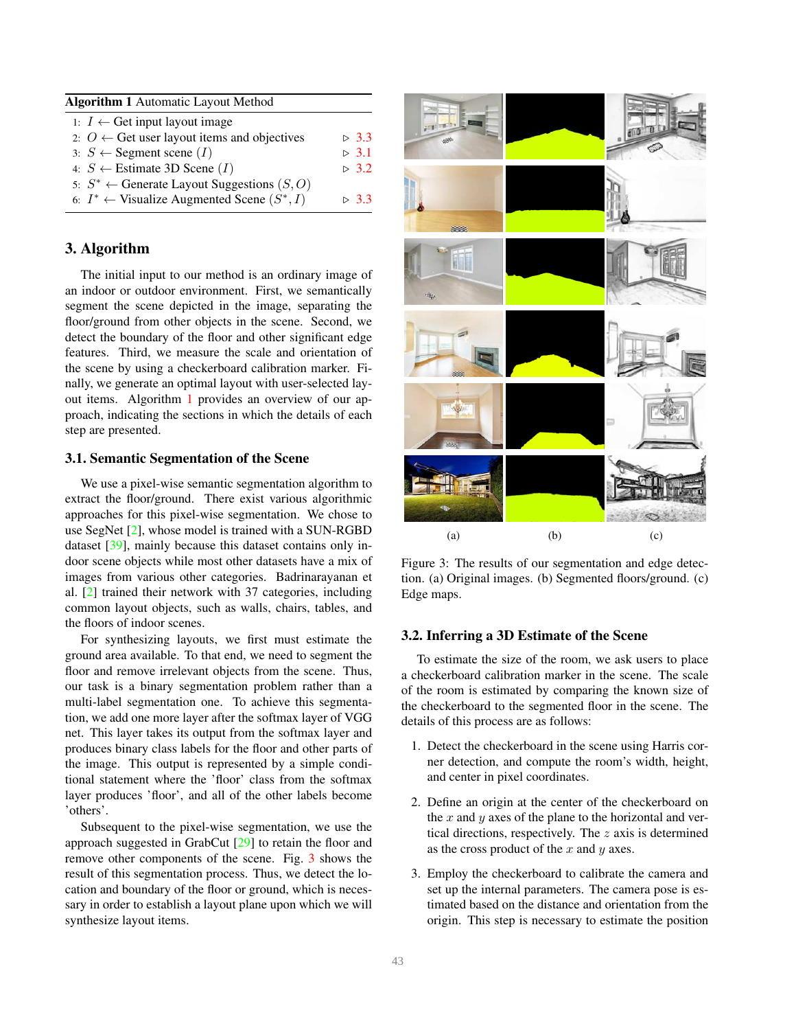**Algorithm 1** Automatic Layout Method

1: $I \leftarrow$ Get input layout image
2: $O \leftarrow$ Get user layout items and objectives ▷ 3.3
3: $S \leftarrow$ Segment scene $(I)$ ▷ 3.1
4: $S \leftarrow$ Estimate 3D Scene $(I)$ ▷ 3.2
5: $S^* \leftarrow$ Generate Layout Suggestions $(S, O)$
6: $I^* \leftarrow$ Visualize Augmented Scene $(S^*, I)$ ▷ 3.3

## 3. Algorithm

The initial input to our method is an ordinary image of an indoor or outdoor environment. First, we semantically segment the scene depicted in the image, separating the floor/ground from other objects in the scene. Second, we detect the boundary of the floor and other significant edge features. Third, we measure the scale and orientation of the scene by using a checkerboard calibration marker. Finally, we generate an optimal layout with user-selected layout items. Algorithm 1 provides an overview of our approach, indicating the sections in which the details of each step are presented.

### 3.1. Semantic Segmentation of the Scene

We use a pixel-wise semantic segmentation algorithm to extract the floor/ground. There exist various algorithmic approaches for this pixel-wise segmentation. We chose to use SegNet [2], whose model is trained with a SUN-RGBD dataset [39], mainly because this dataset contains only indoor scene objects while most other datasets have a mix of images from various other categories. Badrinarayanan et al. [2] trained their network with 37 categories, including common layout objects, such as walls, chairs, tables, and the floors of indoor scenes.

For synthesizing layouts, we first must estimate the ground area available. To that end, we need to segment the floor and remove irrelevant objects from the scene. Thus, our task is a binary segmentation problem rather than a multi-label segmentation one. To achieve this segmentation, we add one more layer after the softmax layer of VGG net. This layer takes its output from the softmax layer and produces binary class labels for the floor and other parts of the image. This output is represented by a simple conditional statement where the 'floor' class from the softmax layer produces 'floor', and all of the other labels become 'others'.

Subsequent to the pixel-wise segmentation, we use the approach suggested in GrabCut [29] to retain the floor and remove other components of the scene. Fig. 3 shows the result of this segmentation process. Thus, we detect the location and boundary of the floor or ground, which is necessary in order to establish a layout plane upon which we will synthesize layout items.

Figure 3: The results of our segmentation and edge detection. (a) Original images. (b) Segmented floors/ground. (c) Edge maps.

### 3.2. Inferring a 3D Estimate of the Scene

To estimate the size of the room, we ask users to place a checkerboard calibration marker in the scene. The scale of the room is estimated by comparing the known size of the checkerboard to the segmented floor in the scene. The details of this process are as follows:

1. Detect the checkerboard in the scene using Harris corner detection, and compute the room's width, height, and center in pixel coordinates.
2. Define an origin at the center of the checkerboard on the $x$ and $y$ axes of the plane to the horizontal and vertical directions, respectively. The $z$ axis is determined as the cross product of the $x$ and $y$ axes.
3. Employ the checkerboard to calibrate the camera and set up the internal parameters. The camera pose is estimated based on the distance and orientation from the origin. This step is necessary to estimate the position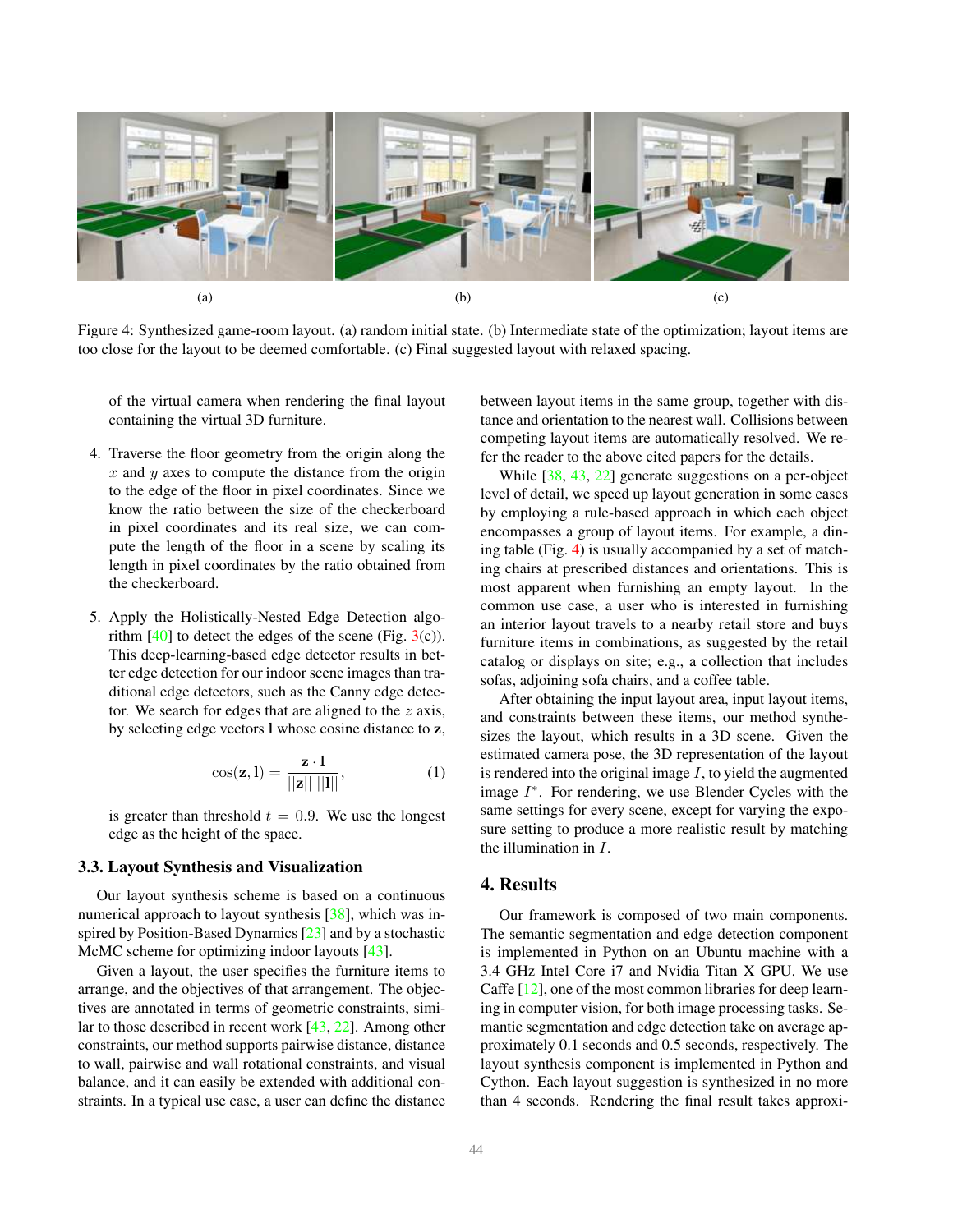(a) (b) (c)

Figure 4: Synthesized game-room layout. (a) random initial state. (b) Intermediate state of the optimization; layout items are too close for the layout to be deemed comfortable. (c) Final suggested layout with relaxed spacing.

of the virtual camera when rendering the final layout containing the virtual 3D furniture.

4. Traverse the floor geometry from the origin along the $x$ and $y$ axes to compute the distance from the origin to the edge of the floor in pixel coordinates. Since we know the ratio between the size of the checkerboard in pixel coordinates and its real size, we can compute the length of the floor in a scene by scaling its length in pixel coordinates by the ratio obtained from the checkerboard.

5. Apply the Holistically-Nested Edge Detection algorithm [40] to detect the edges of the scene (Fig. 3(c)). This deep-learning-based edge detector results in better edge detection for our indoor scene images than traditional edge detectors, such as the Canny edge detector. We search for edges that are aligned to the $z$ axis, by selecting edge vectors $\mathbf{l}$ whose cosine distance to $\mathbf{z}$,

$$\cos(\mathbf{z}, \mathbf{l}) = \frac{\mathbf{z} \cdot \mathbf{l}}{||\mathbf{z}|| \, ||\mathbf{l}||}, \tag{1}$$

is greater than threshold $t = 0.9$. We use the longest edge as the height of the space.

### 3.3. Layout Synthesis and Visualization

Our layout synthesis scheme is based on a continuous numerical approach to layout synthesis [38], which was inspired by Position-Based Dynamics [23] and by a stochastic McMC scheme for optimizing indoor layouts [43].

Given a layout, the user specifies the furniture items to arrange, and the objectives of that arrangement. The objectives are annotated in terms of geometric constraints, similar to those described in recent work [43, 22]. Among other constraints, our method supports pairwise distance, distance to wall, pairwise and wall rotational constraints, and visual balance, and it can easily be extended with additional constraints. In a typical use case, a user can define the distance between layout items in the same group, together with distance and orientation to the nearest wall. Collisions between competing layout items are automatically resolved. We refer the reader to the above cited papers for the details.

While [38, 43, 22] generate suggestions on a per-object level of detail, we speed up layout generation in some cases by employing a rule-based approach in which each object encompasses a group of layout items. For example, a dining table (Fig. 4) is usually accompanied by a set of matching chairs at prescribed distances and orientations. This is most apparent when furnishing an empty layout. In the common use case, a user who is interested in furnishing an interior layout travels to a nearby retail store and buys furniture items in combinations, as suggested by the retail catalog or displays on site; e.g., a collection that includes sofas, adjoining sofa chairs, and a coffee table.

After obtaining the input layout area, input layout items, and constraints between these items, our method synthesizes the layout, which results in a 3D scene. Given the estimated camera pose, the 3D representation of the layout is rendered into the original image $I$, to yield the augmented image $I^*$. For rendering, we use Blender Cycles with the same settings for every scene, except for varying the exposure setting to produce a more realistic result by matching the illumination in $I$.

## 4. Results

Our framework is composed of two main components. The semantic segmentation and edge detection component is implemented in Python on an Ubuntu machine with a 3.4 GHz Intel Core i7 and Nvidia Titan X GPU. We use Caffe [12], one of the most common libraries for deep learning in computer vision, for both image processing tasks. Semantic segmentation and edge detection take on average approximately 0.1 seconds and 0.5 seconds, respectively. The layout synthesis component is implemented in Python and Cython. Each layout suggestion is synthesized in no more than 4 seconds. Rendering the final result takes approxi-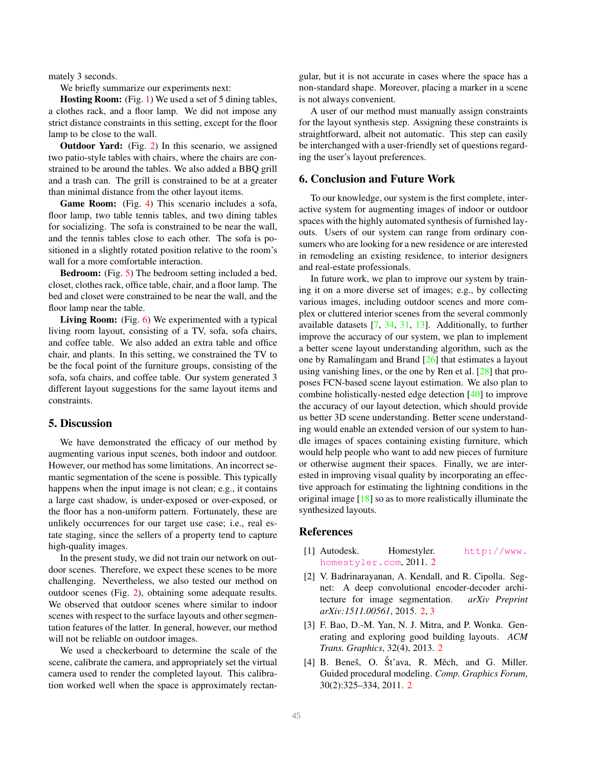mately 3 seconds.

We briefly summarize our experiments next:

**Hosting Room:** (Fig. 1) We used a set of 5 dining tables, a clothes rack, and a floor lamp. We did not impose any strict distance constraints in this setting, except for the floor lamp to be close to the wall.

**Outdoor Yard:** (Fig. 2) In this scenario, we assigned two patio-style tables with chairs, where the chairs are constrained to be around the tables. We also added a BBQ grill and a trash can. The grill is constrained to be at a greater than minimal distance from the other layout items.

**Game Room:** (Fig. 4) This scenario includes a sofa, floor lamp, two table tennis tables, and two dining tables for socializing. The sofa is constrained to be near the wall, and the tennis tables close to each other. The sofa is positioned in a slightly rotated position relative to the room's wall for a more comfortable interaction.

**Bedroom:** (Fig. 5) The bedroom setting included a bed, closet, clothes rack, office table, chair, and a floor lamp. The bed and closet were constrained to be near the wall, and the floor lamp near the table.

**Living Room:** (Fig. 6) We experimented with a typical living room layout, consisting of a TV, sofa, sofa chairs, and coffee table. We also added an extra table and office chair, and plants. In this setting, we constrained the TV to be the focal point of the furniture groups, consisting of the sofa, sofa chairs, and coffee table. Our system generated 3 different layout suggestions for the same layout items and constraints.

## 5. Discussion

We have demonstrated the efficacy of our method by augmenting various input scenes, both indoor and outdoor. However, our method has some limitations. An incorrect semantic segmentation of the scene is possible. This typically happens when the input image is not clean; e.g., it contains a large cast shadow, is under-exposed or over-exposed, or the floor has a non-uniform pattern. Fortunately, these are unlikely occurrences for our target use case; i.e., real estate staging, since the sellers of a property tend to capture high-quality images.

In the present study, we did not train our network on outdoor scenes. Therefore, we expect these scenes to be more challenging. Nevertheless, we also tested our method on outdoor scenes (Fig. 2), obtaining some adequate results. We observed that outdoor scenes where similar to indoor scenes with respect to the surface layouts and other segmentation features of the latter. In general, however, our method will not be reliable on outdoor images.

We used a checkerboard to determine the scale of the scene, calibrate the camera, and appropriately set the virtual camera used to render the completed layout. This calibration worked well when the space is approximately rectangular, but it is not accurate in cases where the space has a non-standard shape. Moreover, placing a marker in a scene is not always convenient.

A user of our method must manually assign constraints for the layout synthesis step. Assigning these constraints is straightforward, albeit not automatic. This step can easily be interchanged with a user-friendly set of questions regarding the user's layout preferences.

## 6. Conclusion and Future Work

To our knowledge, our system is the first complete, interactive system for augmenting images of indoor or outdoor spaces with the highly automated synthesis of furnished layouts. Users of our system can range from ordinary consumers who are looking for a new residence or are interested in remodeling an existing residence, to interior designers and real-estate professionals.

In future work, we plan to improve our system by training it on a more diverse set of images; e.g., by collecting various images, including outdoor scenes and more complex or cluttered interior scenes from the several commonly available datasets [7, 34, 31, 13]. Additionally, to further improve the accuracy of our system, we plan to implement a better scene layout understanding algorithm, such as the one by Ramalingam and Brand [26] that estimates a layout using vanishing lines, or the one by Ren et al. [28] that proposes FCN-based scene layout estimation. We also plan to combine holistically-nested edge detection [40] to improve the accuracy of our layout detection, which should provide us better 3D scene understanding. Better scene understanding would enable an extended version of our system to handle images of spaces containing existing furniture, which would help people who want to add new pieces of furniture or otherwise augment their spaces. Finally, we are interested in improving visual quality by incorporating an effective approach for estimating the lightning conditions in the original image [18] so as to more realistically illuminate the synthesized layouts.

## References

[1] Autodesk. Homestyler. http://www.homestyler.com, 2011. 2

[2] V. Badrinarayanan, A. Kendall, and R. Cipolla. Segnet: A deep convolutional encoder-decoder architecture for image segmentation. *arXiv Preprint arXiv:1511.00561*, 2015. 2, 3

[3] F. Bao, D.-M. Yan, N. J. Mitra, and P. Wonka. Generating and exploring good building layouts. *ACM Trans. Graphics*, 32(4), 2013. 2

[4] B. Beneš, O. Št'ava, R. Měch, and G. Miller. Guided procedural modeling. *Comp. Graphics Forum*, 30(2):325–334, 2011. 2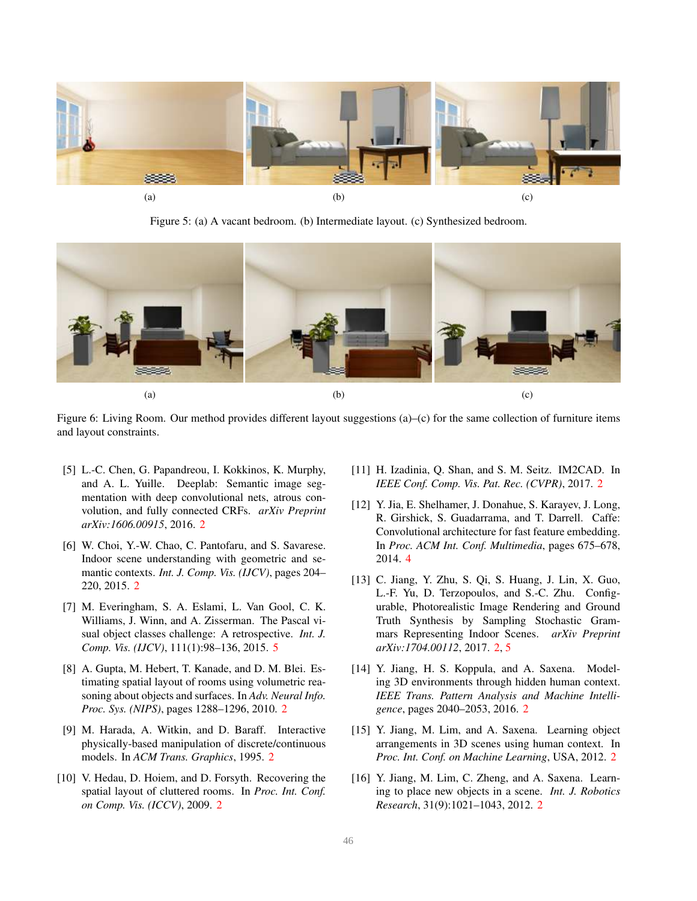(a) (b) (c)

Figure 5: (a) A vacant bedroom. (b) Intermediate layout. (c) Synthesized bedroom.

(a) (b) (c)

Figure 6: Living Room. Our method provides different layout suggestions (a)–(c) for the same collection of furniture items and layout constraints.

[5] L.-C. Chen, G. Papandreou, I. Kokkinos, K. Murphy, and A. L. Yuille. Deeplab: Semantic image segmentation with deep convolutional nets, atrous convolution, and fully connected CRFs. *arXiv Preprint arXiv:1606.00915*, 2016. 2

[6] W. Choi, Y.-W. Chao, C. Pantofaru, and S. Savarese. Indoor scene understanding with geometric and semantic contexts. *Int. J. Comp. Vis. (IJCV)*, pages 204–220, 2015. 2

[7] M. Everingham, S. A. Eslami, L. Van Gool, C. K. Williams, J. Winn, and A. Zisserman. The Pascal visual object classes challenge: A retrospective. *Int. J. Comp. Vis. (IJCV)*, 111(1):98–136, 2015. 5

[8] A. Gupta, M. Hebert, T. Kanade, and D. M. Blei. Estimating spatial layout of rooms using volumetric reasoning about objects and surfaces. In *Adv. Neural Info. Proc. Sys. (NIPS)*, pages 1288–1296, 2010. 2

[9] M. Harada, A. Witkin, and D. Baraff. Interactive physically-based manipulation of discrete/continuous models. In *ACM Trans. Graphics*, 1995. 2

[10] V. Hedau, D. Hoiem, and D. Forsyth. Recovering the spatial layout of cluttered rooms. In *Proc. Int. Conf. on Comp. Vis. (ICCV)*, 2009. 2

[11] H. Izadinia, Q. Shan, and S. M. Seitz. IM2CAD. In *IEEE Conf. Comp. Vis. Pat. Rec. (CVPR)*, 2017. 2

[12] Y. Jia, E. Shelhamer, J. Donahue, S. Karayev, J. Long, R. Girshick, S. Guadarrama, and T. Darrell. Caffe: Convolutional architecture for fast feature embedding. In *Proc. ACM Int. Conf. Multimedia*, pages 675–678, 2014. 4

[13] C. Jiang, Y. Zhu, S. Qi, S. Huang, J. Lin, X. Guo, L.-F. Yu, D. Terzopoulos, and S.-C. Zhu. Configurable, Photorealistic Image Rendering and Ground Truth Synthesis by Sampling Stochastic Grammars Representing Indoor Scenes. *arXiv Preprint arXiv:1704.00112*, 2017. 2, 5

[14] Y. Jiang, H. S. Koppula, and A. Saxena. Modeling 3D environments through hidden human context. *IEEE Trans. Pattern Analysis and Machine Intelligence*, pages 2040–2053, 2016. 2

[15] Y. Jiang, M. Lim, and A. Saxena. Learning object arrangements in 3D scenes using human context. In *Proc. Int. Conf. on Machine Learning*, USA, 2012. 2

[16] Y. Jiang, M. Lim, C. Zheng, and A. Saxena. Learning to place new objects in a scene. *Int. J. Robotics Research*, 31(9):1021–1043, 2012. 2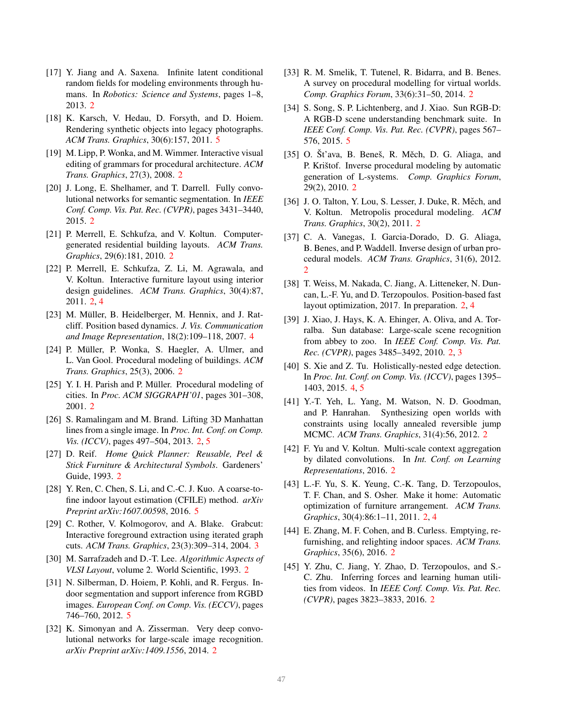[17] Y. Jiang and A. Saxena. Infinite latent conditional random fields for modeling environments through humans. In *Robotics: Science and Systems*, pages 1–8, 2013. 2

[18] K. Karsch, V. Hedau, D. Forsyth, and D. Hoiem. Rendering synthetic objects into legacy photographs. *ACM Trans. Graphics*, 30(6):157, 2011. 5

[19] M. Lipp, P. Wonka, and M. Wimmer. Interactive visual editing of grammars for procedural architecture. *ACM Trans. Graphics*, 27(3), 2008. 2

[20] J. Long, E. Shelhamer, and T. Darrell. Fully convolutional networks for semantic segmentation. In *IEEE Conf. Comp. Vis. Pat. Rec. (CVPR)*, pages 3431–3440, 2015. 2

[21] P. Merrell, E. Schkufza, and V. Koltun. Computer-generated residential building layouts. *ACM Trans. Graphics*, 29(6):181, 2010. 2

[22] P. Merrell, E. Schkufza, Z. Li, M. Agrawala, and V. Koltun. Interactive furniture layout using interior design guidelines. *ACM Trans. Graphics*, 30(4):87, 2011. 2, 4

[23] M. Müller, B. Heidelberger, M. Hennix, and J. Ratcliff. Position based dynamics. *J. Vis. Communication and Image Representation*, 18(2):109–118, 2007. 4

[24] P. Müller, P. Wonka, S. Haegler, A. Ulmer, and L. Van Gool. Procedural modeling of buildings. *ACM Trans. Graphics*, 25(3), 2006. 2

[25] Y. I. H. Parish and P. Müller. Procedural modeling of cities. In *Proc. ACM SIGGRAPH'01*, pages 301–308, 2001. 2

[26] S. Ramalingam and M. Brand. Lifting 3D Manhattan lines from a single image. In *Proc. Int. Conf. on Comp. Vis. (ICCV)*, pages 497–504, 2013. 2, 5

[27] D. Reif. *Home Quick Planner: Reusable, Peel & Stick Furniture & Architectural Symbols*. Gardeners' Guide, 1993. 2

[28] Y. Ren, C. Chen, S. Li, and C.-C. J. Kuo. A coarse-to-fine indoor layout estimation (CFILE) method. *arXiv Preprint arXiv:1607.00598*, 2016. 5

[29] C. Rother, V. Kolmogorov, and A. Blake. Grabcut: Interactive foreground extraction using iterated graph cuts. *ACM Trans. Graphics*, 23(3):309–314, 2004. 3

[30] M. Sarrafzadeh and D.-T. Lee. *Algorithmic Aspects of VLSI Layout*, volume 2. World Scientific, 1993. 2

[31] N. Silberman, D. Hoiem, P. Kohli, and R. Fergus. Indoor segmentation and support inference from RGBD images. *European Conf. on Comp. Vis. (ECCV)*, pages 746–760, 2012. 5

[32] K. Simonyan and A. Zisserman. Very deep convolutional networks for large-scale image recognition. *arXiv Preprint arXiv:1409.1556*, 2014. 2

[33] R. M. Smelik, T. Tutenel, R. Bidarra, and B. Benes. A survey on procedural modelling for virtual worlds. *Comp. Graphics Forum*, 33(6):31–50, 2014. 2

[34] S. Song, S. P. Lichtenberg, and J. Xiao. Sun RGB-D: A RGB-D scene understanding benchmark suite. In *IEEE Conf. Comp. Vis. Pat. Rec. (CVPR)*, pages 567–576, 2015. 5

[35] O. Šťava, B. Beneš, R. Měch, D. G. Aliaga, and P. Krištof. Inverse procedural modeling by automatic generation of L-systems. *Comp. Graphics Forum*, 29(2), 2010. 2

[36] J. O. Talton, Y. Lou, S. Lesser, J. Duke, R. Měch, and V. Koltun. Metropolis procedural modeling. *ACM Trans. Graphics*, 30(2), 2011. 2

[37] C. A. Vanegas, I. Garcia-Dorado, D. G. Aliaga, B. Benes, and P. Waddell. Inverse design of urban procedural models. *ACM Trans. Graphics*, 31(6), 2012. 2

[38] T. Weiss, M. Nakada, C. Jiang, A. Litteneker, N. Duncan, L.-F. Yu, and D. Terzopoulos. Position-based fast layout optimization, 2017. In preparation. 2, 4

[39] J. Xiao, J. Hays, K. A. Ehinger, A. Oliva, and A. Torralba. Sun database: Large-scale scene recognition from abbey to zoo. In *IEEE Conf. Comp. Vis. Pat. Rec. (CVPR)*, pages 3485–3492, 2010. 2, 3

[40] S. Xie and Z. Tu. Holistically-nested edge detection. In *Proc. Int. Conf. on Comp. Vis. (ICCV)*, pages 1395–1403, 2015. 4, 5

[41] Y.-T. Yeh, L. Yang, M. Watson, N. D. Goodman, and P. Hanrahan. Synthesizing open worlds with constraints using locally annealed reversible jump MCMC. *ACM Trans. Graphics*, 31(4):56, 2012. 2

[42] F. Yu and V. Koltun. Multi-scale context aggregation by dilated convolutions. In *Int. Conf. on Learning Representations*, 2016. 2

[43] L.-F. Yu, S. K. Yeung, C.-K. Tang, D. Terzopoulos, T. F. Chan, and S. Osher. Make it home: Automatic optimization of furniture arrangement. *ACM Trans. Graphics*, 30(4):86:1–11, 2011. 2, 4

[44] E. Zhang, M. F. Cohen, and B. Curless. Emptying, refurnishing, and relighting indoor spaces. *ACM Trans. Graphics*, 35(6), 2016. 2

[45] Y. Zhu, C. Jiang, Y. Zhao, D. Terzopoulos, and S.-C. Zhu. Inferring forces and learning human utilities from videos. In *IEEE Conf. Comp. Vis. Pat. Rec. (CVPR)*, pages 3823–3833, 2016. 2